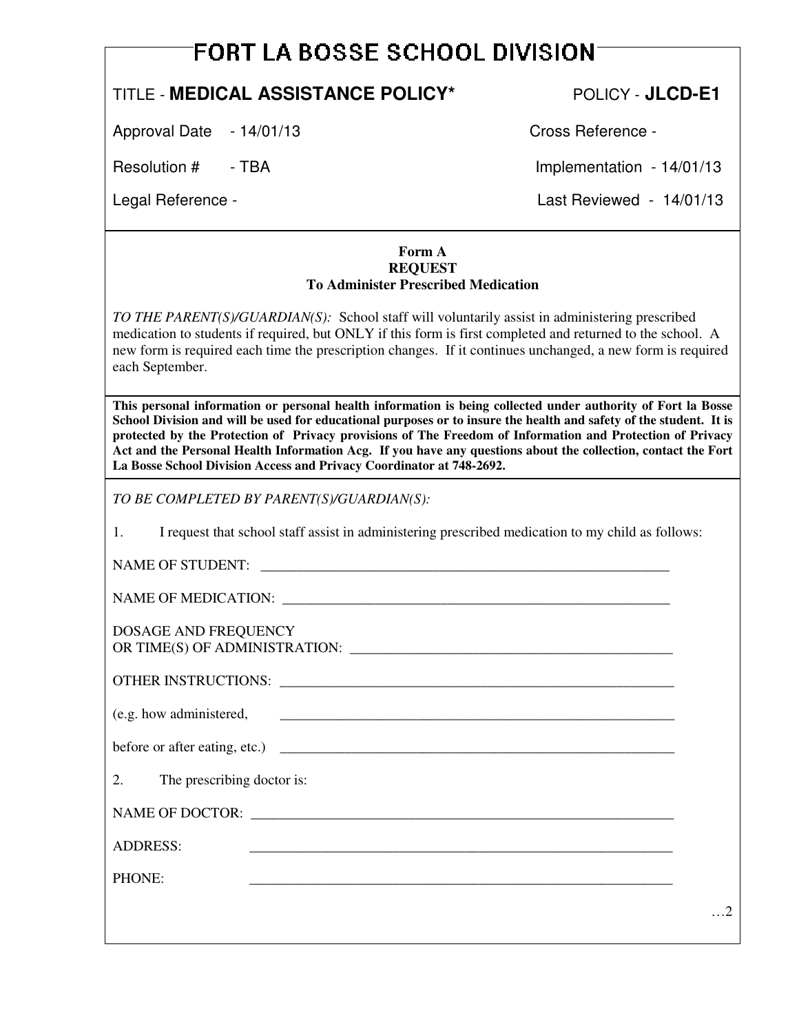# FORT LA BOSSE SCHOOL DIVISION

| TITLE - **MEDICAL ASSISTANCE POLICY*** | POLICY - **JLCD-E1** |
|---|---|
| Approval Date - 14/01/13 | Cross Reference - |
| Resolution # - TBA | Implementation - 14/01/13 |
| Legal Reference - | Last Reviewed - 14/01/13 |

**Form A**
**REQUEST**
**To Administer Prescribed Medication**

*TO THE PARENT(S)/GUARDIAN(S):* School staff will voluntarily assist in administering prescribed medication to students if required, but ONLY if this form is first completed and returned to the school. A new form is required each time the prescription changes. If it continues unchanged, a new form is required each September.

**This personal information or personal health information is being collected under authority of Fort la Bosse School Division and will be used for educational purposes or to insure the health and safety of the student. It is protected by the Protection of Privacy provisions of The Freedom of Information and Protection of Privacy Act and the Personal Health Information Acg. If you have any questions about the collection, contact the Fort La Bosse School Division Access and Privacy Coordinator at 748-2692.**

*TO BE COMPLETED BY PARENT(S)/GUARDIAN(S):*

1. I request that school staff assist in administering prescribed medication to my child as follows:

NAME OF STUDENT: ____________________________________________________________

NAME OF MEDICATION: _________________________________________________________

DOSAGE AND FREQUENCY
OR TIME(S) OF ADMINISTRATION: ______________________________________________

OTHER INSTRUCTIONS: __________________________________________________________

(e.g. how administered, __________________________________________________________

before or after eating, etc.) _______________________________________________________

2. The prescribing doctor is:

NAME OF DOCTOR: _____________________________________________________________

ADDRESS: _____________________________________________________________

PHONE: _____________________________________________________________

…2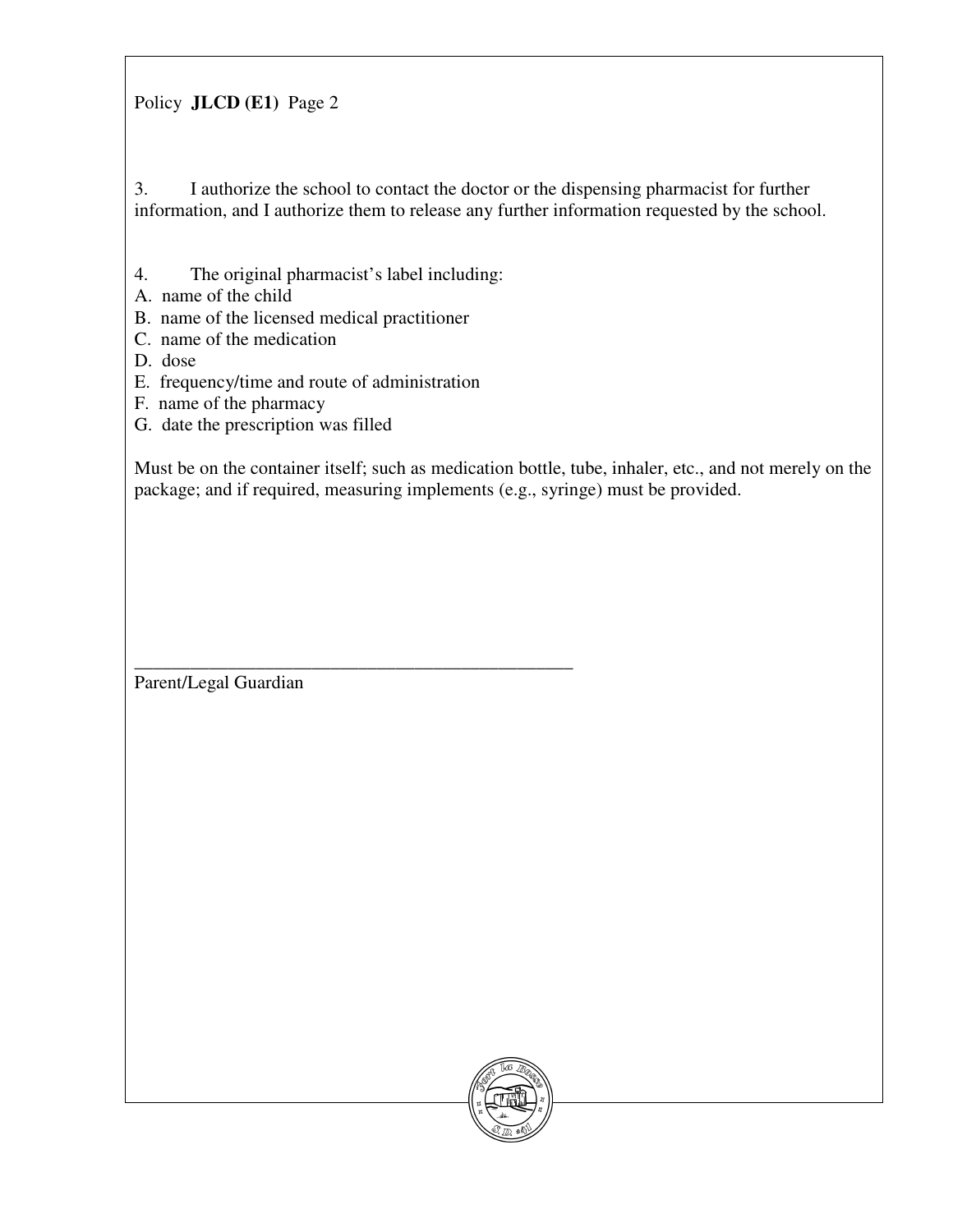3. I authorize the school to contact the doctor or the dispensing pharmacist for further information, and I authorize them to release any further information requested by the school.

4. The original pharmacist's label including:

A. name of the child
B. name of the licensed medical practitioner
C. name of the medication
D. dose
E. frequency/time and route of administration
F. name of the pharmacy
G. date the prescription was filled

Must be on the container itself; such as medication bottle, tube, inhaler, etc., and not merely on the package; and if required, measuring implements (e.g., syringe) must be provided.

\_\_\_\_\_\_\_\_\_\_\_\_\_\_\_\_\_\_\_\_\_\_\_\_\_\_\_\_\_\_\_\_\_\_\_\_\_\_\_\_\_\_\_\_\_\_\_\_\_\_

Parent/Legal Guardian